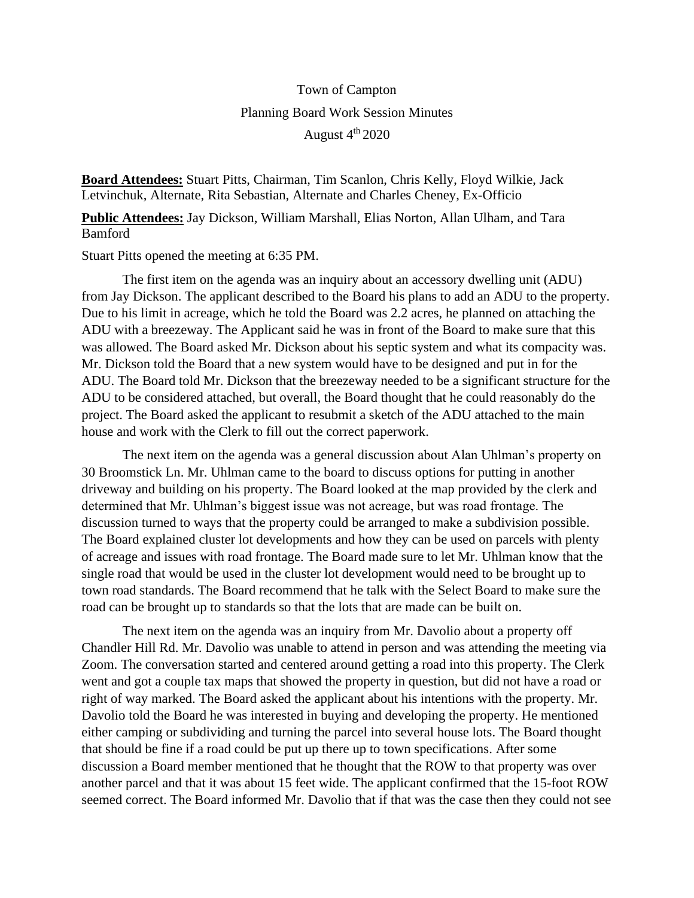Town of Campton

Planning Board Work Session Minutes

August 4th 2020

**Board Attendees:** Stuart Pitts, Chairman, Tim Scanlon, Chris Kelly, Floyd Wilkie, Jack Letvinchuk, Alternate, Rita Sebastian, Alternate and Charles Cheney, Ex-Officio

**Public Attendees:** Jay Dickson, William Marshall, Elias Norton, Allan Ulham, and Tara Bamford

Stuart Pitts opened the meeting at 6:35 PM.

The first item on the agenda was an inquiry about an accessory dwelling unit (ADU) from Jay Dickson. The applicant described to the Board his plans to add an ADU to the property. Due to his limit in acreage, which he told the Board was 2.2 acres, he planned on attaching the ADU with a breezeway. The Applicant said he was in front of the Board to make sure that this was allowed. The Board asked Mr. Dickson about his septic system and what its compacity was. Mr. Dickson told the Board that a new system would have to be designed and put in for the ADU. The Board told Mr. Dickson that the breezeway needed to be a significant structure for the ADU to be considered attached, but overall, the Board thought that he could reasonably do the project. The Board asked the applicant to resubmit a sketch of the ADU attached to the main house and work with the Clerk to fill out the correct paperwork.

The next item on the agenda was a general discussion about Alan Uhlman's property on 30 Broomstick Ln. Mr. Uhlman came to the board to discuss options for putting in another driveway and building on his property. The Board looked at the map provided by the clerk and determined that Mr. Uhlman's biggest issue was not acreage, but was road frontage. The discussion turned to ways that the property could be arranged to make a subdivision possible. The Board explained cluster lot developments and how they can be used on parcels with plenty of acreage and issues with road frontage. The Board made sure to let Mr. Uhlman know that the single road that would be used in the cluster lot development would need to be brought up to town road standards. The Board recommend that he talk with the Select Board to make sure the road can be brought up to standards so that the lots that are made can be built on.

The next item on the agenda was an inquiry from Mr. Davolio about a property off Chandler Hill Rd. Mr. Davolio was unable to attend in person and was attending the meeting via Zoom. The conversation started and centered around getting a road into this property. The Clerk went and got a couple tax maps that showed the property in question, but did not have a road or right of way marked. The Board asked the applicant about his intentions with the property. Mr. Davolio told the Board he was interested in buying and developing the property. He mentioned either camping or subdividing and turning the parcel into several house lots. The Board thought that should be fine if a road could be put up there up to town specifications. After some discussion a Board member mentioned that he thought that the ROW to that property was over another parcel and that it was about 15 feet wide. The applicant confirmed that the 15-foot ROW seemed correct. The Board informed Mr. Davolio that if that was the case then they could not see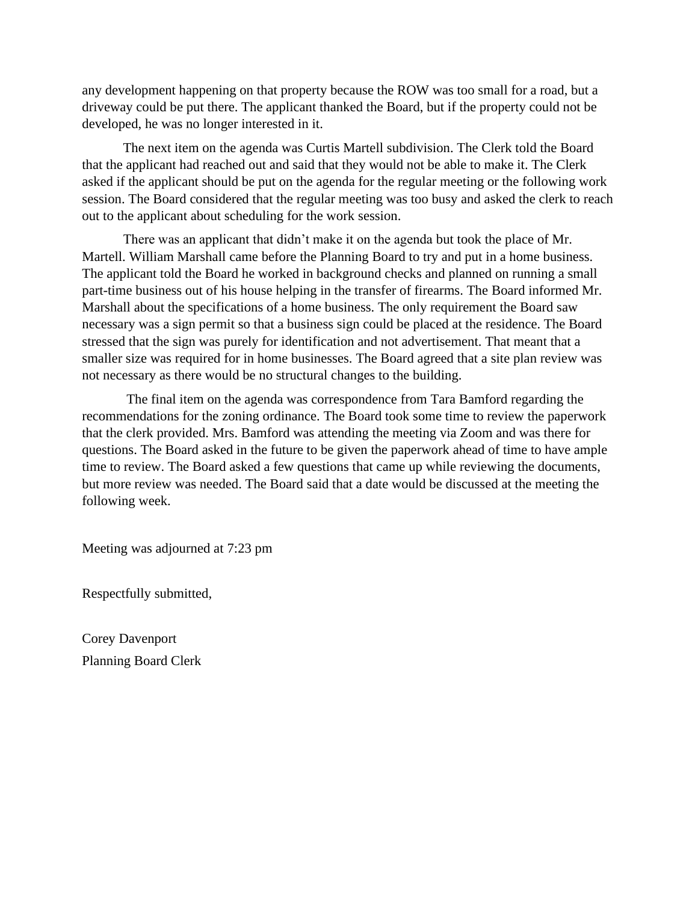any development happening on that property because the ROW was too small for a road, but a driveway could be put there. The applicant thanked the Board, but if the property could not be developed, he was no longer interested in it.

The next item on the agenda was Curtis Martell subdivision. The Clerk told the Board that the applicant had reached out and said that they would not be able to make it. The Clerk asked if the applicant should be put on the agenda for the regular meeting or the following work session. The Board considered that the regular meeting was too busy and asked the clerk to reach out to the applicant about scheduling for the work session.

There was an applicant that didn't make it on the agenda but took the place of Mr. Martell. William Marshall came before the Planning Board to try and put in a home business. The applicant told the Board he worked in background checks and planned on running a small part-time business out of his house helping in the transfer of firearms. The Board informed Mr. Marshall about the specifications of a home business. The only requirement the Board saw necessary was a sign permit so that a business sign could be placed at the residence. The Board stressed that the sign was purely for identification and not advertisement. That meant that a smaller size was required for in home businesses. The Board agreed that a site plan review was not necessary as there would be no structural changes to the building.

The final item on the agenda was correspondence from Tara Bamford regarding the recommendations for the zoning ordinance. The Board took some time to review the paperwork that the clerk provided. Mrs. Bamford was attending the meeting via Zoom and was there for questions. The Board asked in the future to be given the paperwork ahead of time to have ample time to review. The Board asked a few questions that came up while reviewing the documents, but more review was needed. The Board said that a date would be discussed at the meeting the following week.

Meeting was adjourned at 7:23 pm

Respectfully submitted,

Corey Davenport
Planning Board Clerk